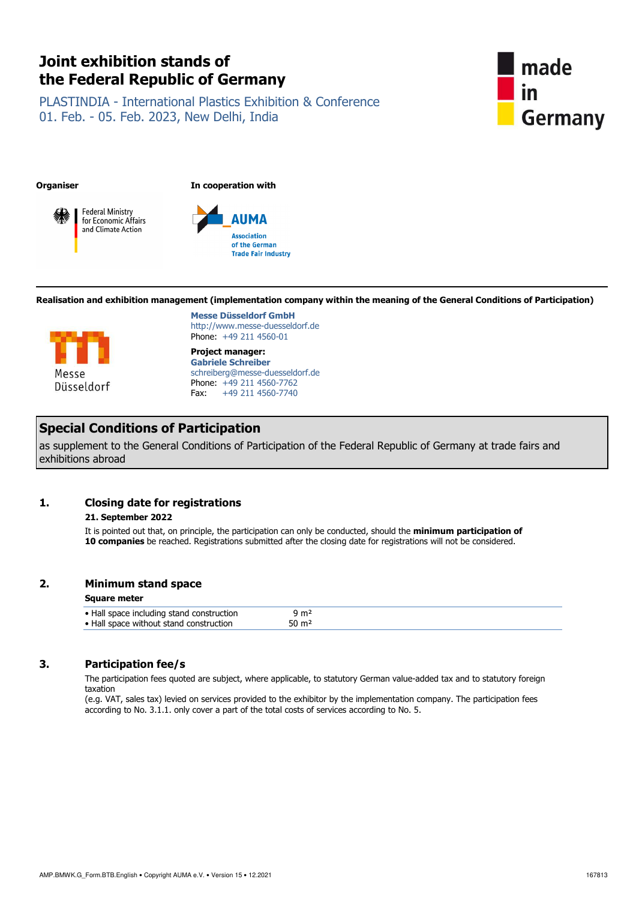# Joint exhibition stands of the Federal Republic of Germany

PLASTINDIA - International Plastics Exhibition & Conference
01. Feb. - 05. Feb. 2023, New Delhi, India

made in Germany

**Organiser**

Federal Ministry for Economic Affairs and Climate Action

**In cooperation with**

AUMA
Association of the German Trade Fair Industry

**Realisation and exhibition management (implementation company within the meaning of the General Conditions of Participation)**

Messe Düsseldorf

**Messe Düsseldorf GmbH**
http://www.messe-duesseldorf.de
Phone: +49 211 4560-01

**Project manager:**
**Gabriele Schreiber**
schreiberg@messe-duesseldorf.de
Phone: +49 211 4560-7762
Fax: +49 211 4560-7740

## Special Conditions of Participation

as supplement to the General Conditions of Participation of the Federal Republic of Germany at trade fairs and exhibitions abroad

### 1. Closing date for registrations

**21. September 2022**

It is pointed out that, on principle, the participation can only be conducted, should the **minimum participation of 10 companies** be reached. Registrations submitted after the closing date for registrations will not be considered.

### 2. Minimum stand space

| Square meter | |
|---|---|
| • Hall space including stand construction | 9 m² |
| • Hall space without stand construction | 50 m² |

### 3. Participation fee/s

The participation fees quoted are subject, where applicable, to statutory German value-added tax and to statutory foreign taxation
(e.g. VAT, sales tax) levied on services provided to the exhibitor by the implementation company. The participation fees according to No. 3.1.1. only cover a part of the total costs of services according to No. 5.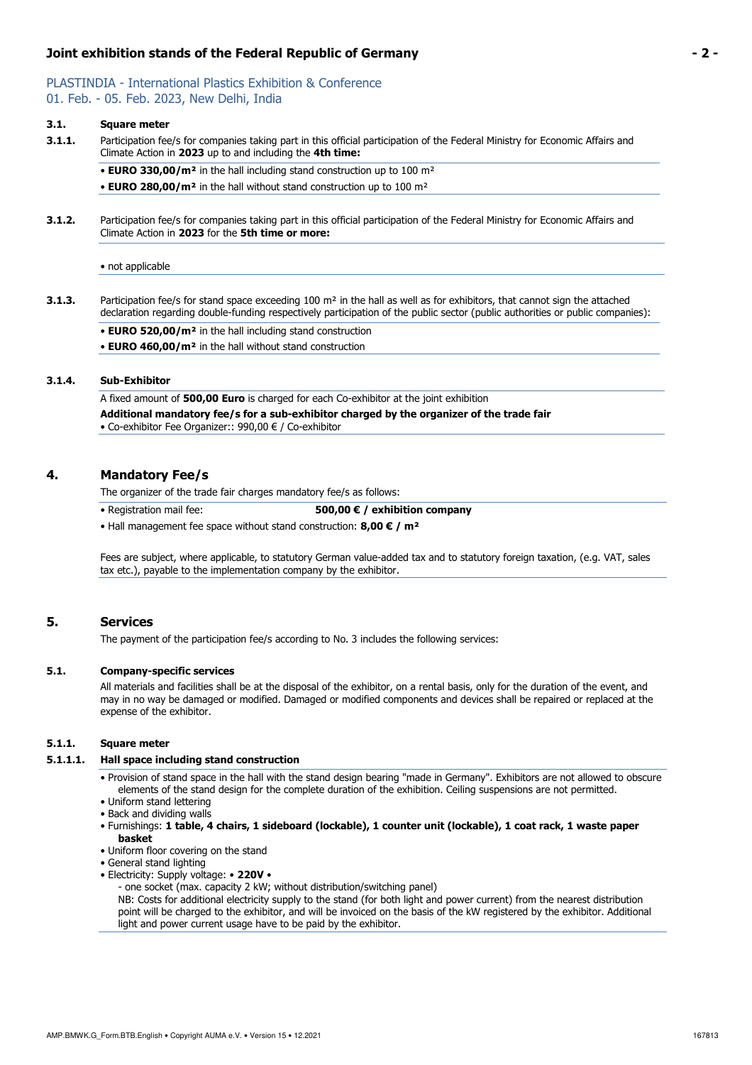PLASTINDIA - International Plastics Exhibition & Conference
01. Feb. - 05. Feb. 2023, New Delhi, India

### 3.1. Square meter

**3.1.1.** Participation fee/s for companies taking part in this official participation of the Federal Ministry for Economic Affairs and Climate Action in **2023** up to and including the **4th time:**

- **EURO 330,00/m²** in the hall including stand construction up to 100 m²
- **EURO 280,00/m²** in the hall without stand construction up to 100 m²

**3.1.2.** Participation fee/s for companies taking part in this official participation of the Federal Ministry for Economic Affairs and Climate Action in **2023** for the **5th time or more:**

- not applicable

**3.1.3.** Participation fee/s for stand space exceeding 100 m² in the hall as well as for exhibitors, that cannot sign the attached declaration regarding double-funding respectively participation of the public sector (public authorities or public companies):

- **EURO 520,00/m²** in the hall including stand construction
- **EURO 460,00/m²** in the hall without stand construction

**3.1.4. Sub-Exhibitor**

A fixed amount of **500,00 Euro** is charged for each Co-exhibitor at the joint exhibition

**Additional mandatory fee/s for a sub-exhibitor charged by the organizer of the trade fair**

- Co-exhibitor Fee Organizer:: 990,00 € / Co-exhibitor

## 4. Mandatory Fee/s

The organizer of the trade fair charges mandatory fee/s as follows:

- Registration mail fee: **500,00 € / exhibition company**
- Hall management fee space without stand construction: **8,00 € / m²**

Fees are subject, where applicable, to statutory German value-added tax and to statutory foreign taxation, (e.g. VAT, sales tax etc.), payable to the implementation company by the exhibitor.

## 5. Services

The payment of the participation fee/s according to No. 3 includes the following services:

### 5.1. Company-specific services

All materials and facilities shall be at the disposal of the exhibitor, on a rental basis, only for the duration of the event, and may in no way be damaged or modified. Damaged or modified components and devices shall be repaired or replaced at the expense of the exhibitor.

#### 5.1.1. Square meter

**5.1.1.1. Hall space including stand construction**

- Provision of stand space in the hall with the stand design bearing "made in Germany". Exhibitors are not allowed to obscure elements of the stand design for the complete duration of the exhibition. Ceiling suspensions are not permitted.
- Uniform stand lettering
- Back and dividing walls
- Furnishings: **1 table, 4 chairs, 1 sideboard (lockable), 1 counter unit (lockable), 1 coat rack, 1 waste paper basket**
- Uniform floor covering on the stand
- General stand lighting
- Electricity: Supply voltage: • **220V** •
  - one socket (max. capacity 2 kW; without distribution/switching panel)

  NB: Costs for additional electricity supply to the stand (for both light and power current) from the nearest distribution point will be charged to the exhibitor, and will be invoiced on the basis of the kW registered by the exhibitor. Additional light and power current usage have to be paid by the exhibitor.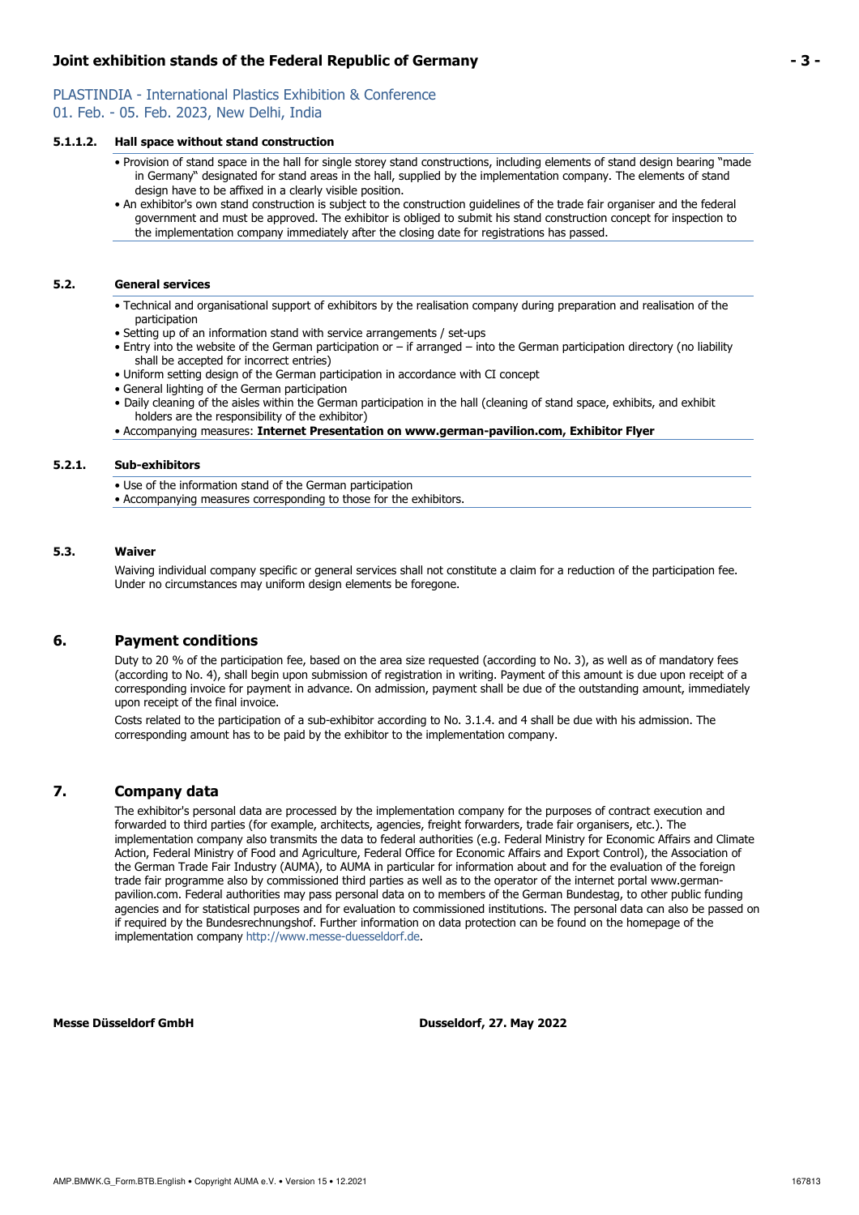PLASTINDIA - International Plastics Exhibition & Conference
01. Feb. - 05. Feb. 2023, New Delhi, India

#### 5.1.1.2. Hall space without stand construction

- Provision of stand space in the hall for single storey stand constructions, including elements of stand design bearing "made in Germany" designated for stand areas in the hall, supplied by the implementation company. The elements of stand design have to be affixed in a clearly visible position.
- An exhibitor's own stand construction is subject to the construction guidelines of the trade fair organiser and the federal government and must be approved. The exhibitor is obliged to submit his stand construction concept for inspection to the implementation company immediately after the closing date for registrations has passed.

### 5.2. General services

- Technical and organisational support of exhibitors by the realisation company during preparation and realisation of the participation
- Setting up of an information stand with service arrangements / set-ups
- Entry into the website of the German participation or – if arranged – into the German participation directory (no liability shall be accepted for incorrect entries)
- Uniform setting design of the German participation in accordance with CI concept
- General lighting of the German participation
- Daily cleaning of the aisles within the German participation in the hall (cleaning of stand space, exhibits, and exhibit holders are the responsibility of the exhibitor)
- Accompanying measures: **Internet Presentation on www.german-pavilion.com, Exhibitor Flyer**

#### 5.2.1. Sub-exhibitors

- Use of the information stand of the German participation
- Accompanying measures corresponding to those for the exhibitors.

### 5.3. Waiver

Waiving individual company specific or general services shall not constitute a claim for a reduction of the participation fee. Under no circumstances may uniform design elements be foregone.

## 6. Payment conditions

Duty to 20 % of the participation fee, based on the area size requested (according to No. 3), as well as of mandatory fees (according to No. 4), shall begin upon submission of registration in writing. Payment of this amount is due upon receipt of a corresponding invoice for payment in advance. On admission, payment shall be due of the outstanding amount, immediately upon receipt of the final invoice.

Costs related to the participation of a sub-exhibitor according to No. 3.1.4. and 4 shall be due with his admission. The corresponding amount has to be paid by the exhibitor to the implementation company.

## 7. Company data

The exhibitor's personal data are processed by the implementation company for the purposes of contract execution and forwarded to third parties (for example, architects, agencies, freight forwarders, trade fair organisers, etc.). The implementation company also transmits the data to federal authorities (e.g. Federal Ministry for Economic Affairs and Climate Action, Federal Ministry of Food and Agriculture, Federal Office for Economic Affairs and Export Control), the Association of the German Trade Fair Industry (AUMA), to AUMA in particular for information about and for the evaluation of the foreign trade fair programme also by commissioned third parties as well as to the operator of the internet portal www.german-pavilion.com. Federal authorities may pass personal data on to members of the German Bundestag, to other public funding agencies and for statistical purposes and for evaluation to commissioned institutions. The personal data can also be passed on if required by the Bundesrechnungshof. Further information on data protection can be found on the homepage of the implementation company http://www.messe-duesseldorf.de.

**Messe Düsseldorf GmbH** **Dusseldorf, 27. May 2022**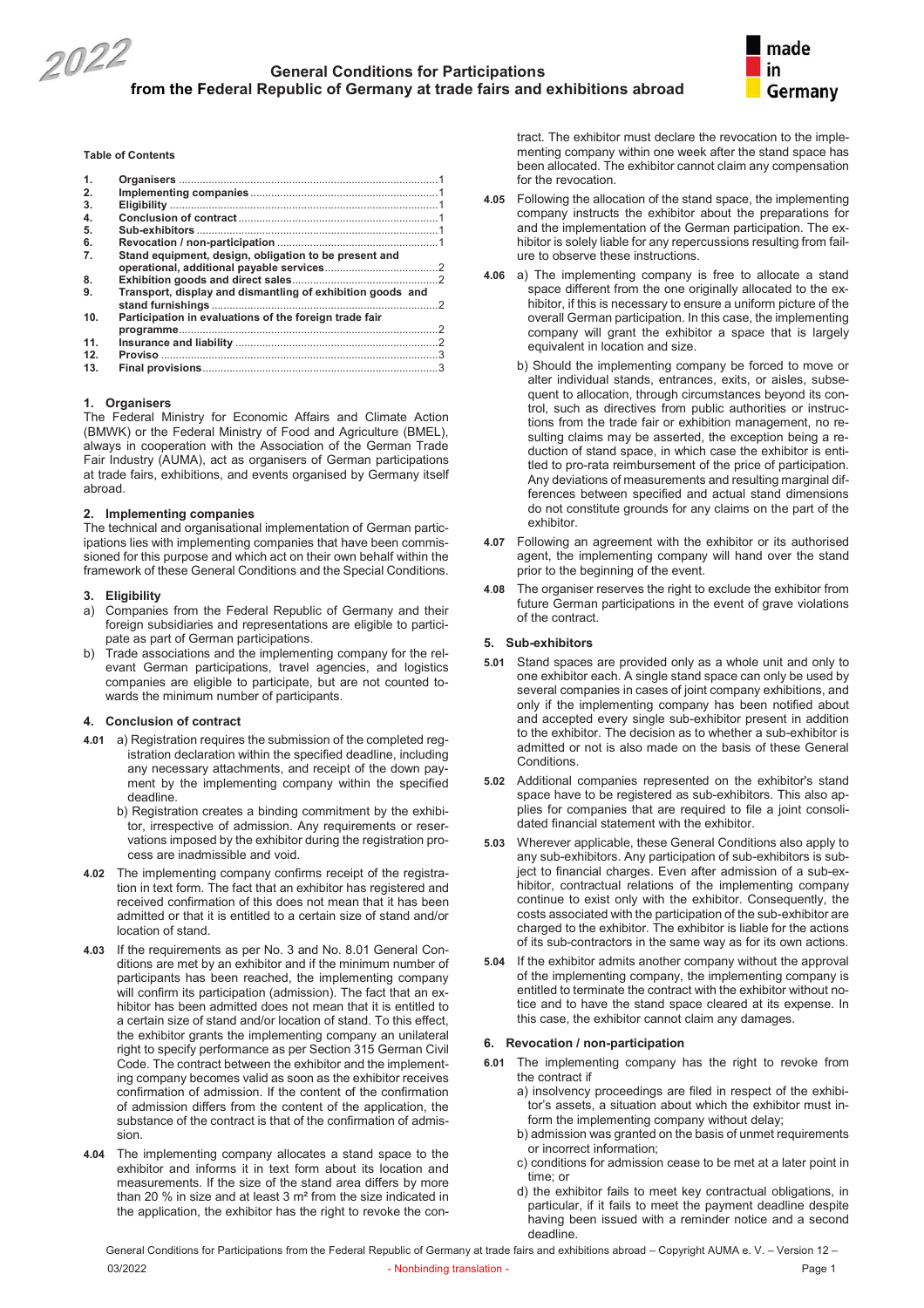# General Conditions for Participations from the Federal Republic of Germany at trade fairs and exhibitions abroad

**Table of Contents**

| | | |
|---|---|---|
| 1. | Organisers | 1 |
| 2. | Implementing companies | 1 |
| 3. | Eligibility | 1 |
| 4. | Conclusion of contract | 1 |
| 5. | Sub-exhibitors | 1 |
| 6. | Revocation / non-participation | 1 |
| 7. | Stand equipment, design, obligation to be present and operational, additional payable services | 2 |
| 8. | Exhibition goods and direct sales | 2 |
| 9. | Transport, display and dismantling of exhibition goods and stand furnishings | 2 |
| 10. | Participation in evaluations of the foreign trade fair programme | 2 |
| 11. | Insurance and liability | 2 |
| 12. | Proviso | 3 |
| 13. | Final provisions | 3 |

## 1. Organisers

The Federal Ministry for Economic Affairs and Climate Action (BMWK) or the Federal Ministry of Food and Agriculture (BMEL), always in cooperation with the Association of the German Trade Fair Industry (AUMA), act as organisers of German participations at trade fairs, exhibitions, and events organised by Germany itself abroad.

## 2. Implementing companies

The technical and organisational implementation of German participations lies with implementing companies that have been commissioned for this purpose and which act on their own behalf within the framework of these General Conditions and the Special Conditions.

## 3. Eligibility

a) Companies from the Federal Republic of Germany and their foreign subsidiaries and representations are eligible to participate as part of German participations.

b) Trade associations and the implementing company for the relevant German participations, travel agencies, and logistics companies are eligible to participate, but are not counted towards the minimum number of participants.

## 4. Conclusion of contract

**4.01** a) Registration requires the submission of the completed registration declaration within the specified deadline, including any necessary attachments, and receipt of the down payment by the implementing company within the specified deadline.

b) Registration creates a binding commitment by the exhibitor, irrespective of admission. Any requirements or reservations imposed by the exhibitor during the registration process are inadmissible and void.

**4.02** The implementing company confirms receipt of the registration in text form. The fact that an exhibitor has registered and received confirmation of this does not mean that it has been admitted or that it is entitled to a certain size of stand and/or location of stand.

**4.03** If the requirements as per No. 3 and No. 8.01 General Conditions are met by an exhibitor and if the minimum number of participants has been reached, the implementing company will confirm its participation (admission). The fact that an exhibitor has been admitted does not mean that it is entitled to a certain size of stand and/or location of stand. To this effect, the exhibitor grants the implementing company an unilateral right to specify performance as per Section 315 German Civil Code. The contract between the exhibitor and the implementing company becomes valid as soon as the exhibitor receives confirmation of admission. If the content of the confirmation of admission differs from the content of the application, the substance of the contract is that of the confirmation of admission.

**4.04** The implementing company allocates a stand space to the exhibitor and informs it in text form about its location and measurements. If the size of the stand area differs by more than 20 % in size and at least 3 m² from the size indicated in the application, the exhibitor has the right to revoke the contract. The exhibitor must declare the revocation to the implementing company within one week after the stand space has been allocated. The exhibitor cannot claim any compensation for the revocation.

**4.05** Following the allocation of the stand space, the implementing company instructs the exhibitor about the preparations for and the implementation of the German participation. The exhibitor is solely liable for any repercussions resulting from failure to observe these instructions.

**4.06** a) The implementing company is free to allocate a stand space different from the one originally allocated to the exhibitor, if this is necessary to ensure a uniform picture of the overall German participation. In this case, the implementing company will grant the exhibitor a space that is largely equivalent in location and size.

b) Should the implementing company be forced to move or alter individual stands, entrances, exits, or aisles, subsequent to allocation, through circumstances beyond its control, such as directives from public authorities or instructions from the trade fair or exhibition management, no resulting claims may be asserted, the exception being a reduction of stand space, in which case the exhibitor is entitled to pro-rata reimbursement of the price of participation. Any deviations of measurements and resulting marginal differences between specified and actual stand dimensions do not constitute grounds for any claims on the part of the exhibitor.

**4.07** Following an agreement with the exhibitor or its authorised agent, the implementing company will hand over the stand prior to the beginning of the event.

**4.08** The organiser reserves the right to exclude the exhibitor from future German participations in the event of grave violations of the contract.

## 5. Sub-exhibitors

**5.01** Stand spaces are provided only as a whole unit and only to one exhibitor each. A single stand space can only be used by several companies in cases of joint company exhibitions, and only if the implementing company has been notified about and accepted every single sub-exhibitor present in addition to the exhibitor. The decision as to whether a sub-exhibitor is admitted or not is also made on the basis of these General Conditions.

**5.02** Additional companies represented on the exhibitor's stand space have to be registered as sub-exhibitors. This also applies for companies that are required to file a joint consolidated financial statement with the exhibitor.

**5.03** Wherever applicable, these General Conditions also apply to any sub-exhibitors. Any participation of sub-exhibitors is subject to financial charges. Even after admission of a sub-exhibitor, contractual relations of the implementing company continue to exist only with the exhibitor. Consequently, the costs associated with the participation of the sub-exhibitor are charged to the exhibitor. The exhibitor is liable for the actions of its sub-contractors in the same way as for its own actions.

**5.04** If the exhibitor admits another company without the approval of the implementing company, the implementing company is entitled to terminate the contract with the exhibitor without notice and to have the stand space cleared at its expense. In this case, the exhibitor cannot claim any damages.

## 6. Revocation / non-participation

**6.01** The implementing company has the right to revoke from the contract if

a) insolvency proceedings are filed in respect of the exhibitor's assets, a situation about which the exhibitor must inform the implementing company without delay;

b) admission was granted on the basis of unmet requirements or incorrect information;

c) conditions for admission cease to be met at a later point in time; or

d) the exhibitor fails to meet key contractual obligations, in particular, if it fails to meet the payment deadline despite having been issued with a reminder notice and a second deadline.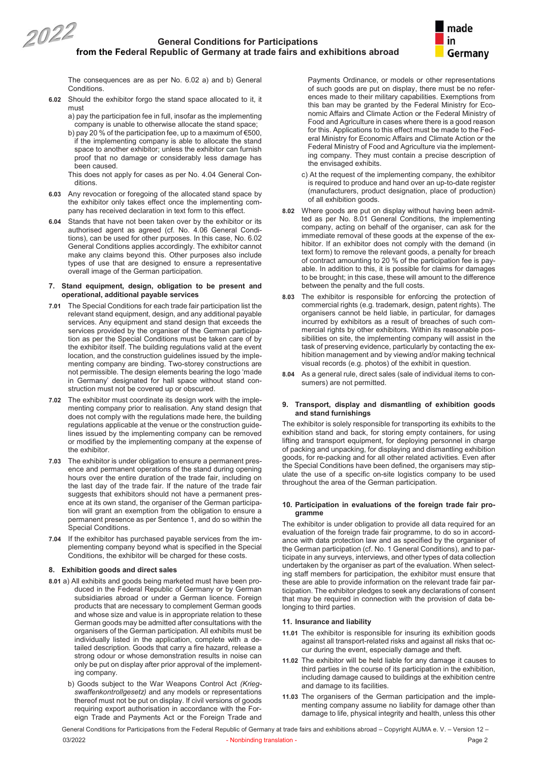The consequences are as per No. 6.02 a) and b) General Conditions.

**6.02** Should the exhibitor forgo the stand space allocated to it, it must

a) pay the participation fee in full, insofar as the implementing company is unable to otherwise allocate the stand space;

b) pay 20 % of the participation fee, up to a maximum of €500, if the implementing company is able to allocate the stand space to another exhibitor; unless the exhibitor can furnish proof that no damage or considerably less damage has been caused.

This does not apply for cases as per No. 4.04 General Conditions.

**6.03** Any revocation or foregoing of the allocated stand space by the exhibitor only takes effect once the implementing company has received declaration in text form to this effect.

**6.04** Stands that have not been taken over by the exhibitor or its authorised agent as agreed (cf. No. 4.06 General Conditions), can be used for other purposes. In this case, No. 6.02 General Conditions applies accordingly. The exhibitor cannot make any claims beyond this. Other purposes also include types of use that are designed to ensure a representative overall image of the German participation.

## 7. Stand equipment, design, obligation to be present and operational, additional payable services

**7.01** The Special Conditions for each trade fair participation list the relevant stand equipment, design, and any additional payable services. Any equipment and stand design that exceeds the services provided by the organiser of the German participation as per the Special Conditions must be taken care of by the exhibitor itself. The building regulations valid at the event location, and the construction guidelines issued by the implementing company are binding. Two-storey constructions are not permissible. The design elements bearing the logo 'made in Germany' designated for hall space without stand construction must not be covered up or obscured.

**7.02** The exhibitor must coordinate its design work with the implementing company prior to realisation. Any stand design that does not comply with the regulations made here, the building regulations applicable at the venue or the construction guidelines issued by the implementing company can be removed or modified by the implementing company at the expense of the exhibitor.

**7.03** The exhibitor is under obligation to ensure a permanent presence and permanent operations of the stand during opening hours over the entire duration of the trade fair, including on the last day of the trade fair. If the nature of the trade fair suggests that exhibitors should not have a permanent presence at its own stand, the organiser of the German participation will grant an exemption from the obligation to ensure a permanent presence as per Sentence 1, and do so within the Special Conditions.

**7.04** If the exhibitor has purchased payable services from the implementing company beyond what is specified in the Special Conditions, the exhibitor will be charged for these costs.

## 8. Exhibition goods and direct sales

**8.01** a) All exhibits and goods being marketed must have been produced in the Federal Republic of Germany or by German subsidiaries abroad or under a German licence. Foreign products that are necessary to complement German goods and whose size and value is in appropriate relation to these German goods may be admitted after consultations with the organisers of the German participation. All exhibits must be individually listed in the application, complete with a detailed description. Goods that carry a fire hazard, release a strong odour or whose demonstration results in noise can only be put on display after prior approval of the implementing company.

b) Goods subject to the War Weapons Control Act *(Kriegswaffenkontrollgesetz)* and any models or representations thereof must not be put on display. If civil versions of goods requiring export authorisation in accordance with the Foreign Trade and Payments Act or the Foreign Trade and Payments Ordinance, or models or other representations of such goods are put on display, there must be no references made to their military capabilities. Exemptions from this ban may be granted by the Federal Ministry for Economic Affairs and Climate Action or the Federal Ministry of Food and Agriculture in cases where there is a good reason for this. Applications to this effect must be made to the Federal Ministry for Economic Affairs and Climate Action or the Federal Ministry of Food and Agriculture via the implementing company. They must contain a precise description of the envisaged exhibits.

c) At the request of the implementing company, the exhibitor is required to produce and hand over an up-to-date register (manufacturers, product designation, place of production) of all exhibition goods.

**8.02** Where goods are put on display without having been admitted as per No. 8.01 General Conditions, the implementing company, acting on behalf of the organiser, can ask for the immediate removal of these goods at the expense of the exhibitor. If an exhibitor does not comply with the demand (in text form) to remove the relevant goods, a penalty for breach of contract amounting to 20 % of the participation fee is payable. In addition to this, it is possible for claims for damages to be brought; in this case, these will amount to the difference between the penalty and the full costs.

**8.03** The exhibitor is responsible for enforcing the protection of commercial rights (e.g. trademark, design, patent rights). The organisers cannot be held liable, in particular, for damages incurred by exhibitors as a result of breaches of such commercial rights by other exhibitors. Within its reasonable possibilities on site, the implementing company will assist in the task of preserving evidence, particularly by contacting the exhibition management and by viewing and/or making technical visual records (e.g. photos) of the exhibit in question.

**8.04** As a general rule, direct sales (sale of individual items to consumers) are not permitted.

## 9. Transport, display and dismantling of exhibition goods and stand furnishings

The exhibitor is solely responsible for transporting its exhibits to the exhibition stand and back, for storing empty containers, for using lifting and transport equipment, for deploying personnel in charge of packing and unpacking, for displaying and dismantling exhibition goods, for re-packing and for all other related activities. Even after the Special Conditions have been defined, the organisers may stipulate the use of a specific on-site logistics company to be used throughout the area of the German participation.

## 10. Participation in evaluations of the foreign trade fair programme

The exhibitor is under obligation to provide all data required for an evaluation of the foreign trade fair programme, to do so in accordance with data protection law and as specified by the organiser of the German participation (cf. No. 1 General Conditions), and to participate in any surveys, interviews, and other types of data collection undertaken by the organiser as part of the evaluation. When selecting staff members for participation, the exhibitor must ensure that these are able to provide information on the relevant trade fair participation. The exhibitor pledges to seek any declarations of consent that may be required in connection with the provision of data belonging to third parties.

### 11. Insurance and liability

**11.01** The exhibitor is responsible for insuring its exhibition goods against all transport-related risks and against all risks that occur during the event, especially damage and theft.

**11.02** The exhibitor will be held liable for any damage it causes to third parties in the course of its participation in the exhibition, including damage caused to buildings at the exhibition centre and damage to its facilities.

**11.03** The organisers of the German participation and the implementing company assume no liability for damage other than damage to life, physical integrity and health, unless this other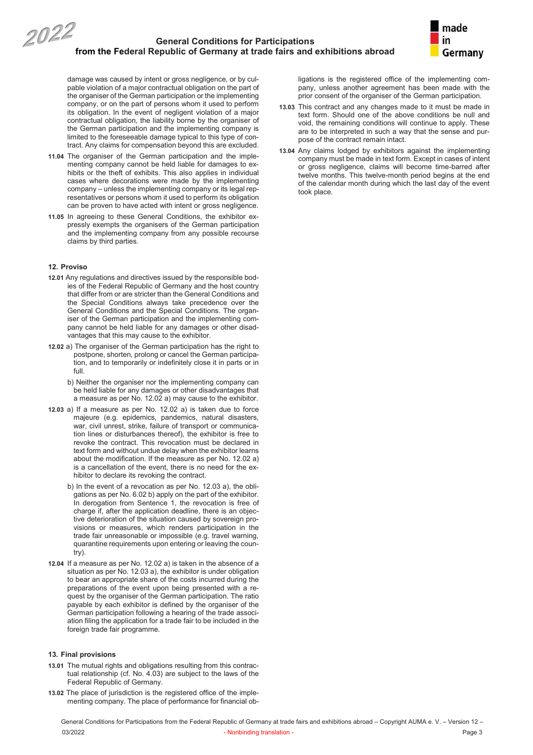damage was caused by intent or gross negligence, or by culpable violation of a major contractual obligation on the part of the organiser of the German participation or the implementing company, or on the part of persons whom it used to perform its obligation. In the event of negligent violation of a major contractual obligation, the liability borne by the organiser of the German participation and the implementing company is limited to the foreseeable damage typical to this type of contract. Any claims for compensation beyond this are excluded.

**11.04** The organiser of the German participation and the implementing company cannot be held liable for damages to exhibits or the theft of exhibits. This also applies in individual cases where decorations were made by the implementing company – unless the implementing company or its legal representatives or persons whom it used to perform its obligation can be proven to have acted with intent or gross negligence.

**11.05** In agreeing to these General Conditions, the exhibitor expressly exempts the organisers of the German participation and the implementing company from any possible recourse claims by third parties.

### 12. Proviso

**12.01** Any regulations and directives issued by the responsible bodies of the Federal Republic of Germany and the host country that differ from or are stricter than the General Conditions and the Special Conditions always take precedence over the General Conditions and the Special Conditions. The organiser of the German participation and the implementing company cannot be held liable for any damages or other disadvantages that this may cause to the exhibitor.

**12.02** a) The organiser of the German participation has the right to postpone, shorten, prolong or cancel the German participation, and to temporarily or indefinitely close it in parts or in full.

b) Neither the organiser nor the implementing company can be held liable for any damages or other disadvantages that a measure as per No. 12.02 a) may cause to the exhibitor.

**12.03** a) If a measure as per No. 12.02 a) is taken due to force majeure (e.g. epidemics, pandemics, natural disasters, war, civil unrest, strike, failure of transport or communication lines or disturbances thereof), the exhibitor is free to revoke the contract. This revocation must be declared in text form and without undue delay when the exhibitor learns about the modification. If the measure as per No. 12.02 a) is a cancellation of the event, there is no need for the exhibitor to declare its revoking the contract.

b) In the event of a revocation as per No. 12.03 a), the obligations as per No. 6.02 b) apply on the part of the exhibitor. In derogation from Sentence 1, the revocation is free of charge if, after the application deadline, there is an objective deterioration of the situation caused by sovereign provisions or measures, which renders participation in the trade fair unreasonable or impossible (e.g. travel warning, quarantine requirements upon entering or leaving the country).

**12.04** If a measure as per No. 12.02 a) is taken in the absence of a situation as per No. 12.03 a), the exhibitor is under obligation to bear an appropriate share of the costs incurred during the preparations of the event upon being presented with a request by the organiser of the German participation. The ratio payable by each exhibitor is defined by the organiser of the German participation following a hearing of the trade association filing the application for a trade fair to be included in the foreign trade fair programme.

### 13. Final provisions

**13.01** The mutual rights and obligations resulting from this contractual relationship (cf. No. 4.03) are subject to the laws of the Federal Republic of Germany.

**13.02** The place of jurisdiction is the registered office of the implementing company. The place of performance for financial obligations is the registered office of the implementing company, unless another agreement has been made with the prior consent of the organiser of the German participation.

**13.03** This contract and any changes made to it must be made in text form. Should one of the above conditions be null and void, the remaining conditions will continue to apply. These are to be interpreted in such a way that the sense and purpose of the contract remain intact.

**13.04** Any claims lodged by exhibitors against the implementing company must be made in text form. Except in cases of intent or gross negligence, claims will become time-barred after twelve months. This twelve-month period begins at the end of the calendar month during which the last day of the event took place.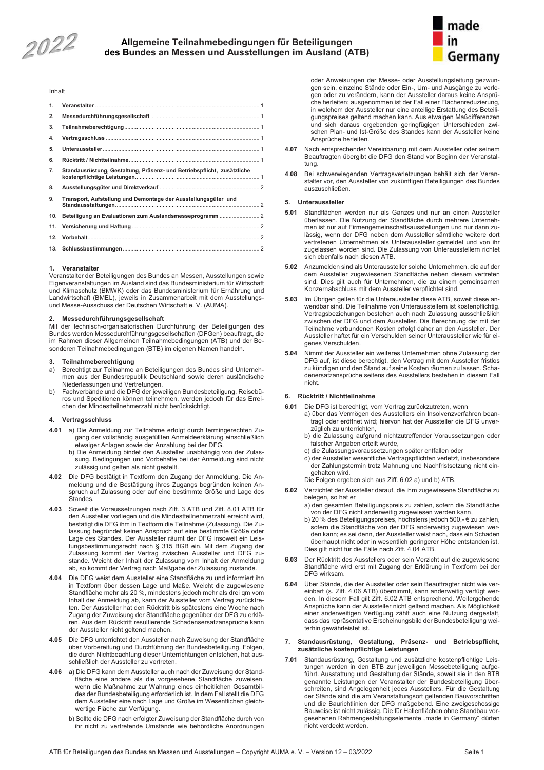2022

# Allgemeine Teilnahmebedingungen für Beteiligungen des Bundes an Messen und Ausstellungen im Ausland (ATB)

made in Germany

Inhalt

| | | |
|---|---|---|
| **1.** | **Veranstalter** | 1 |
| **2.** | **Messedurchführungsgesellschaft** | 1 |
| **3.** | **Teilnahmeberechtigung** | 1 |
| **4.** | **Vertragsschluss** | 1 |
| **5.** | **Unteraussteller** | 1 |
| **6.** | **Rücktritt / Nichtteilnahme** | 1 |
| **7.** | **Standausrüstung, Gestaltung, Präsenz- und Betriebspflicht, zusätzliche kostenpflichtige Leistungen** | 1 |
| **8.** | **Ausstellungsgüter und Direktverkauf** | 2 |
| **9.** | **Transport, Aufstellung und Demontage der Ausstellungsgüter und Standausstattungen** | 2 |
| **10.** | **Beteiligung an Evaluationen zum Auslandsmesseprogramm** | 2 |
| **11.** | **Versicherung und Haftung** | 2 |
| **12.** | **Vorbehalt** | 2 |
| **13.** | **Schlussbestimmungen** | 2 |

## 1. Veranstalter

Veranstalter der Beteiligungen des Bundes an Messen, Ausstellungen sowie Eigenveranstaltungen im Ausland sind das Bundesministerium für Wirtschaft und Klimaschutz (BMWK) oder das Bundesministerium für Ernährung und Landwirtschaft (BMEL), jeweils in Zusammenarbeit mit dem Ausstellungs- und Messe-Ausschuss der Deutschen Wirtschaft e. V. (AUMA).

## 2. Messedurchführungsgesellschaft

Mit der technisch-organisatorischen Durchführung der Beteiligungen des Bundes werden Messedurchführungsgesellschaften (DFGen) beauftragt, die im Rahmen dieser Allgemeinen Teilnahmebedingungen (ATB) und der Besonderen Teilnahmebedingungen (BTB) im eigenen Namen handeln.

## 3. Teilnahmeberechtigung

a) Berechtigt zur Teilnahme an Beteiligungen des Bundes sind Unternehmen aus der Bundesrepublik Deutschland sowie deren ausländische Niederlassungen und Vertretungen.

b) Fachverbände und die DFG der jeweiligen Bundesbeteiligung, Reisebüros und Speditionen können teilnehmen, werden jedoch für das Erreichen der Mindestteilnehmerzahl nicht berücksichtigt.

## 4. Vertragsschluss

**4.01** a) Die Anmeldung zur Teilnahme erfolgt durch termingerechten Zugang der vollständig ausgefüllten Anmeldeerklärung einschließlich etwaiger Anlagen sowie der Anzahlung bei der DFG.

b) Die Anmeldung bindet den Aussteller unabhängig von der Zulassung. Bedingungen und Vorbehalte bei der Anmeldung sind nicht zulässig und gelten als nicht gestellt.

**4.02** Die DFG bestätigt in Textform den Zugang der Anmeldung. Die Anmeldung und die Bestätigung ihres Zugangs begründen keinen Anspruch auf Zulassung oder auf eine bestimmte Größe und Lage des Standes.

**4.03** Soweit die Voraussetzungen nach Ziff. 3 ATB und Ziff. 8.01 ATB für den Aussteller vorliegen und die Mindestteilnehmerzahl erreicht wird, bestätigt die DFG ihm in Textform die Teilnahme (Zulassung). Die Zulassung begründet keinen Anspruch auf eine bestimmte Größe oder Lage des Standes. Der Aussteller räumt der DFG insoweit ein Leistungsbestimmungsrecht nach § 315 BGB ein. Mit dem Zugang der Zulassung kommt der Vertrag zwischen Aussteller und DFG zustande. Weicht der Inhalt der Zulassung vom Inhalt der Anmeldung ab, so kommt der Vertrag nach Maßgabe der Zulassung zustande.

**4.04** Die DFG weist dem Aussteller eine Standfläche zu und informiert ihn in Textform über dessen Lage und Maße. Weicht die zugewiesene Standfläche mehr als 20 %, mindestens jedoch mehr als drei qm vom Inhalt der Anmeldung ab, kann der Aussteller vom Vertrag zurücktreten. Der Aussteller hat den Rücktritt bis spätestens eine Woche nach Zugang der Zuweisung der Standfläche gegenüber der DFG zu erklären. Aus dem Rücktritt resultierende Schadensersatzansprüche kann der Aussteller nicht geltend machen.

**4.05** Die DFG unterrichtet den Aussteller nach Zuweisung der Standfläche über Vorbereitung und Durchführung der Bundesbeteiligung. Folgen, die durch Nichtbeachtung dieser Unterrichtungen entstehen, hat ausschließlich der Aussteller zu vertreten.

**4.06** a) Die DFG kann dem Aussteller auch nach der Zuweisung der Standfläche eine andere als die vorgesehene Standfläche zuweisen, wenn die Maßnahme zur Wahrung eines einheitlichen Gesamtbildes der Bundesbeteiligung erforderlich ist. In dem Fall stellt die DFG dem Aussteller eine nach Lage und Größe im Wesentlichen gleichwertige Fläche zur Verfügung.

b) Sollte die DFG nach erfolgter Zuweisung der Standfläche durch von ihr nicht zu vertretende Umstände wie behördliche Anordnungen oder Anweisungen der Messe- oder Ausstellungsleitung gezwungen sein, einzelne Stände oder Ein-, Um- und Ausgänge zu verlegen oder zu verändern, kann der Aussteller daraus keine Ansprüche herleiten; ausgenommen ist der Fall einer Flächenreduzierung, in welchem der Aussteller nur eine anteilige Erstattung des Beteiligungspreises geltend machen kann. Aus etwaigen Maßdifferenzen und sich daraus ergebenden geringfügigen Unterschieden zwischen Plan- und Ist-Größe des Standes kann der Aussteller keine Ansprüche herleiten.

**4.07** Nach entsprechender Vereinbarung mit dem Aussteller oder seinem Beauftragten übergibt die DFG den Stand vor Beginn der Veranstaltung.

**4.08** Bei schwerwiegenden Vertragsverletzungen behält sich der Veranstalter vor, den Aussteller von zukünftigen Beteiligungen des Bundes auszuschließen.

## 5. Unteraussteller

**5.01** Standflächen werden nur als Ganzes und nur an einen Aussteller überlassen. Die Nutzung der Standfläche durch mehrere Unternehmen ist nur auf Firmengemeinschaftsausstellungen und nur dann zulässig, wenn der DFG neben dem Aussteller sämtliche weitere dort vertretenen Unternehmen als Unteraussteller gemeldet und von ihr zugelassen worden sind. Die Zulassung von Unterausstellern richtet sich ebenfalls nach diesen ATB.

**5.02** Anzumelden sind als Unteraussteller solche Unternehmen, die auf der dem Aussteller zugewiesenen Standfläche neben diesem vertreten sind. Dies gilt auch für Unternehmen, die zu einem gemeinsamen Konzernabschluss mit dem Aussteller verpflichtet sind.

**5.03** Im Übrigen gelten für die Unteraussteller diese ATB, soweit diese anwendbar sind. Die Teilnahme von Unterausstellern ist kostenpflichtig. Vertragsbeziehungen bestehen auch nach Zulassung ausschließlich zwischen der DFG und dem Aussteller. Die Berechnung der mit der Teilnahme verbundenen Kosten erfolgt daher an den Aussteller. Der Aussteller haftet für ein Verschulden seiner Unteraussteller wie für eigenes Verschulden.

**5.04** Nimmt der Aussteller ein weiteres Unternehmen ohne Zulassung der DFG auf, ist diese berechtigt, den Vertrag mit dem Aussteller fristlos zu kündigen und den Stand auf seine Kosten räumen zu lassen. Schadenersatzansprüche seitens des Ausstellers bestehen in diesem Fall nicht.

## 6. Rücktritt / Nichtteilnahme

**6.01** Die DFG ist berechtigt, vom Vertrag zurückzutreten, wenn

a) über das Vermögen des Ausstellers ein Insolvenzverfahren beantragt oder eröffnet wird; hiervon hat der Aussteller die DFG unverzüglich zu unterrichten,

b) die Zulassung aufgrund nichtzutreffender Voraussetzungen oder falscher Angaben erteilt wurde,

c) die Zulassungsvoraussetzungen später entfallen oder

d) der Aussteller wesentliche Vertragspflichten verletzt, insbesondere der Zahlungstermin trotz Mahnung und Nachfristsetzung nicht eingehalten wird.

Die Folgen ergeben sich aus Ziff. 6.02 a) und b) ATB.

**6.02** Verzichtet der Aussteller darauf, die ihm zugewiesene Standfläche zu belegen, so hat er

a) den gesamten Beteiligungspreis zu zahlen, sofern die Standfläche von der DFG nicht anderweitig zugewiesen werden kann,

b) 20 % des Beteiligungspreises, höchstens jedoch 500,- € zu zahlen, sofern die Standfläche von der DFG anderweitig zugewiesen werden kann; es sei denn, der Aussteller weist nach, dass ein Schaden überhaupt nicht oder in wesentlich geringerer Höhe entstanden ist.

Dies gilt nicht für die Fälle nach Ziff. 4.04 ATB.

**6.03** Der Rücktritt des Ausstellers oder sein Verzicht auf die zugewiesene Standfläche wird erst mit Zugang der Erklärung in Textform bei der DFG wirksam.

**6.04** Über Stände, die der Aussteller oder sein Beauftragter nicht wie vereinbart (s. Ziff. 4.06 ATB) übernimmt, kann anderweitig verfügt werden. In diesem Fall gilt Ziff. 6.02 ATB entsprechend. Weitergehende Ansprüche kann der Aussteller nicht geltend machen. Als Möglichkeit einer anderweitigen Verfügung zählt auch eine Nutzung dergestalt, dass das repräsentative Erscheinungsbild der Bundesbeteiligung weiterhin gewährleistet ist.

## 7. Standausrüstung, Gestaltung, Präsenz- und Betriebspflicht, zusätzliche kostenpflichtige Leistungen

**7.01** Standausrüstung, Gestaltung und zusätzliche kostenpflichtige Leistungen werden in den BTB zur jeweiligen Messebeteiligung aufgeführt. Ausstattung und Gestaltung der Stände, soweit sie in den BTB genannte Leistungen der Veranstalter der Bundesbeteiligung überschreiten, sind Angelegenheit jedes Ausstellers. Für die Gestaltung der Stände sind die am Veranstaltungsort geltenden Bauvorschriften und die Baurichtlinien der DFG maßgebend. Eine zweigeschossige Bauweise ist nicht zulässig. Die für Hallenflächen ohne Standbau vorgesehenen Rahmengestaltungselemente „made in Germany" dürfen nicht verdeckt werden.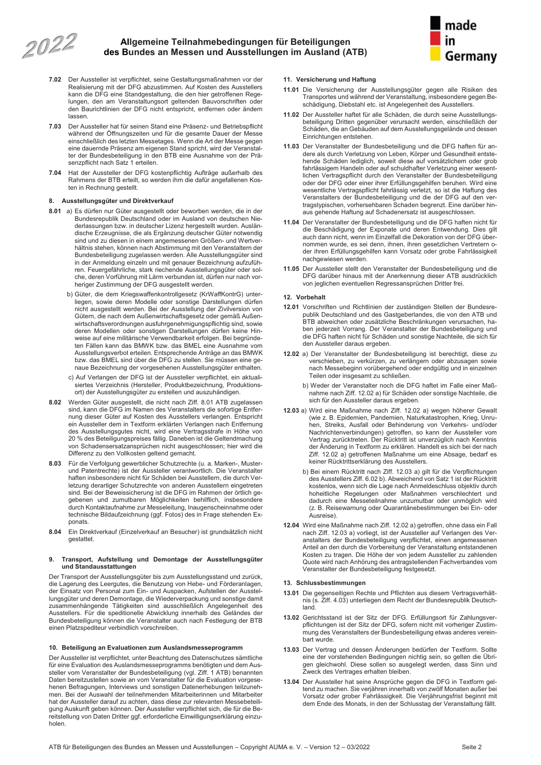**7.02** Der Aussteller ist verpflichtet, seine Gestaltungsmaßnahmen vor der Realisierung mit der DFG abzustimmen. Auf Kosten des Ausstellers kann die DFG eine Standgestaltung, die den hier getroffenen Regelungen, den am Veranstaltungsort geltenden Bauvorschriften oder den Baurichtlinien der DFG nicht entspricht, entfernen oder ändern lassen.

**7.03** Der Aussteller hat für seinen Stand eine Präsenz- und Betriebspflicht während der Öffnungszeiten und für die gesamte Dauer der Messe einschließlich des letzten Messetages. Wenn die Art der Messe gegen eine dauernde Präsenz am eigenen Stand spricht, wird der Veranstalter der Bundesbeteiligung in den BTB eine Ausnahme von der Präsenzpflicht nach Satz 1 erteilen.

**7.04** Hat der Aussteller der DFG kostenpflichtig Aufträge außerhalb des Rahmens der BTB erteilt, so werden ihm die dafür angefallenen Kosten in Rechnung gestellt.

### 8. Ausstellungsgüter und Direktverkauf

**8.01** a) Es dürfen nur Güter ausgestellt oder beworben werden, die in der Bundesrepublik Deutschland oder im Ausland von deutschen Niederlassungen bzw. in deutscher Lizenz hergestellt wurden. Ausländische Erzeugnisse, die als Ergänzung deutscher Güter notwendig sind und zu diesen in einem angemessenen Größen- und Wertverhältnis stehen, können nach Abstimmung mit dem Veranstaltern der Bundesbeteiligung zugelassen werden. Alle Ausstellungsgüter sind in der Anmeldung einzeln und mit genauer Bezeichnung aufzuführen. Feuergefährliche, stark riechende Ausstellungsgüter oder solche, deren Vorführung mit Lärm verbunden ist, dürfen nur nach vorheriger Zustimmung der DFG ausgestellt werden.

b) Güter, die dem Kriegswaffenkontrollgesetz (KrWaffKontrG) unterliegen, sowie deren Modelle oder sonstige Darstellungen dürfen nicht ausgestellt werden. Bei der Ausstellung der Zivilversion von Gütern, die nach dem Außenwirtschaftsgesetz oder gemäß Außenwirtschaftsverordnungen ausfuhrgenehmigungspflichtig sind, sowie deren Modellen oder sonstigen Darstellungen dürfen keine Hinweise auf eine militärische Verwendbarkeit erfolgen. Bei begründeten Fällen kann das BMWK bzw. das BMEL eine Ausnahme vom Ausstellungsverbot erteilen. Entsprechende Anträge an das BMWK bzw. das BMEL sind über die DFG zu stellen. Sie müssen eine genaue Bezeichnung der vorgesehenen Ausstellungsgüter enthalten.

c) Auf Verlangen der DFG ist der Aussteller verpflichtet, ein aktualisiertes Verzeichnis (Hersteller, Produktbezeichnung, Produktionsort) der Ausstellungsgüter zu erstellen und auszuhändigen.

**8.02** Werden Güter ausgestellt, die nicht nach Ziff. 8.01 ATB zugelassen sind, kann die DFG im Namen des Veranstalters die sofortige Entfernung dieser Güter auf Kosten des Ausstellers verlangen. Entspricht ein Aussteller dem in Textform erklärten Verlangen nach Entfernung des Ausstellungsgutes nicht, wird eine Vertragsstrafe in Höhe von 20 % des Beteiligungspreises fällig. Daneben ist die Geltendmachung von Schadensersatzansprüchen nicht ausgeschlossen; hier wird die Differenz zu den Vollkosten geltend gemacht.

**8.03** Für die Verfolgung gewerblicher Schutzrechte (u. a. Marken-, Muster- und Patentrechte) ist der Aussteller verantwortlich. Die Veranstalter haften insbesondere nicht für Schäden bei Ausstellern, die durch Verletzung derartiger Schutzrechte von anderen Ausstellern eingetreten sind. Bei der Beweissicherung ist die DFG im Rahmen der örtlich gegebenen und zumutbaren Möglichkeiten behilflich, insbesondere durch Kontaktaufnahme zur Messeleitung, Inaugenscheinnahme oder technische Bildaufzeichnung (ggf. Fotos) des in Frage stehenden Exponats.

**8.04** Ein Direktverkauf (Einzelverkauf an Besucher) ist grundsätzlich nicht gestattet.

### 9. Transport, Aufstellung und Demontage der Ausstellungsgüter und Standausstattungen

Der Transport der Ausstellungsgüter bis zum Ausstellungsstand und zurück, die Lagerung des Leergutes, die Benutzung von Hebe- und Förderanlagen, der Einsatz von Personal zum Ein- und Auspacken, Aufstellen der Ausstellungsgüter und deren Demontage, die Wiederverpackung und sonstige damit zusammenhängende Tätigkeiten sind ausschließlich Angelegenheit des Ausstellers. Für die speditionelle Abwicklung innerhalb des Geländes der Bundesbeteiligung können die Veranstalter auch nach Festlegung der BTB einen Platzspediteur verbindlich vorschreiben.

### 10. Beteiligung an Evaluationen zum Auslandsmesseprogramm

Der Aussteller ist verpflichtet, unter Beachtung des Datenschutzes sämtliche für eine Evaluation des Auslandsmesseprogramms benötigten und dem Aussteller vom Veranstalter der Bundesbeteiligung (vgl. Ziff. 1 ATB) benannten Daten bereitzustellen sowie an vom Veranstalter für die Evaluation vorgesehenen Befragungen, Interviews und sonstigen Datenerhebungen teilzunehmen. Bei der Auswahl der teilnehmenden Mitarbeiterinnen und Mitarbeiter hat der Aussteller darauf zu achten, dass diese zur relevanten Messebeteiligung Auskunft geben können. Der Aussteller verpflichtet sich, die für die Bereitstellung von Daten Dritter ggf. erforderliche Einwilligungserklärung einzuholen.

### 11. Versicherung und Haftung

**11.01** Die Versicherung der Ausstellungsgüter gegen alle Risiken des Transportes und während der Veranstaltung, insbesondere gegen Beschädigung, Diebstahl etc. ist Angelegenheit des Ausstellers.

**11.02** Der Aussteller haftet für alle Schäden, die durch seine Ausstellungsbeteiligung Dritten gegenüber verursacht werden, einschließlich der Schäden, die an Gebäuden auf dem Ausstellungsgelände und dessen Einrichtungen entstehen.

**11.03** Der Veranstalter der Bundesbeteiligung und die DFG haften für andere als durch Verletzung von Leben, Körper und Gesundheit entstehende Schäden lediglich, soweit diese auf vorsätzlichem oder grob fahrlässigem Handeln oder auf schuldhafter Verletzung einer wesentlichen Vertragspflicht durch den Veranstalter der Bundesbeteiligung oder der DFG oder einer ihrer Erfüllungsgehilfen beruhen. Wird eine wesentliche Vertragspflicht fahrlässig verletzt, so ist die Haftung des Veranstalters der Bundesbeteiligung und die der DFG auf den vertragstypischen, vorhersehbaren Schaden begrenzt. Eine darüber hinaus gehende Haftung auf Schadenersatz ist ausgeschlossen.

**11.04** Der Veranstalter der Bundesbeteiligung und die DFG haften nicht für die Beschädigung der Exponate und deren Entwendung. Dies gilt auch dann nicht, wenn im Einzelfall die Dekoration von der DFG übernommen wurde, es sei denn, ihnen, ihren gesetzlichen Vertretern oder ihren Erfüllungsgehilfen kann Vorsatz oder grobe Fahrlässigkeit nachgewiesen werden.

**11.05** Der Aussteller stellt den Veranstalter der Bundesbeteiligung und die DFG darüber hinaus mit der Anerkennung dieser ATB ausdrücklich von jeglichen eventuellen Regressansprüchen Dritter frei.

### 12. Vorbehalt

**12.01** Vorschriften und Richtlinien der zuständigen Stellen der Bundesrepublik Deutschland und des Gastgeberlandes, die von den ATB und BTB abweichen oder zusätzliche Beschränkungen verursachen, haben jederzeit Vorrang. Der Veranstalter der Bundesbeteiligung und die DFG haften nicht für Schäden und sonstige Nachteile, die sich für den Aussteller daraus ergeben.

**12.02** a) Der Veranstalter der Bundesbeteiligung ist berechtigt, diese zu verschieben, zu verkürzen, zu verlängern oder abzusagen sowie nach Messebeginn vorübergehend oder endgültig und in einzelnen Teilen oder insgesamt zu schließen.

b) Weder der Veranstalter noch die DFG haftet im Falle einer Maßnahme nach Ziff. 12.02 a) für Schäden oder sonstige Nachteile, die sich für den Aussteller daraus ergeben.

**12.03** a) Wird eine Maßnahme nach Ziff. 12.02 a) wegen höherer Gewalt (wie z. B. Epidemien, Pandemien, Naturkatastrophen, Krieg, Unruhen, Streiks, Ausfall oder Behinderung von Verkehrs- und/oder Nachrichtenverbindungen) getroffen, so kann der Aussteller vom Vertrag zurücktreten. Der Rücktritt ist unverzüglich nach Kenntnis der Änderung in Textform zu erklären. Handelt es sich bei der nach Ziff. 12.02 a) getroffenen Maßnahme um eine Absage, bedarf es keiner Rücktrittserklärung des Ausstellers.

b) Bei einem Rücktritt nach Ziff. 12.03 a) gilt für die Verpflichtungen des Ausstellers Ziff. 6.02 b). Abweichend von Satz 1 ist der Rücktritt kostenlos, wenn sich die Lage nach Anmeldeschluss objektiv durch hoheitliche Regelungen oder Maßnahmen verschlechtert und dadurch eine Messeteilnahme unzumutbar oder unmöglich wird (z. B. Reisewarnung oder Quarantänebestimmungen bei Ein- oder Ausreise).

**12.04** Wird eine Maßnahme nach Ziff. 12.02 a) getroffen, ohne dass ein Fall nach Ziff. 12.03 a) vorliegt, ist der Aussteller auf Verlangen des Veranstalters der Bundesbeteiligung verpflichtet, einen angemessenen Anteil an den durch die Vorbereitung der Veranstaltung entstandenen Kosten zu tragen. Die Höhe der von jedem Aussteller zu zahlenden Quote wird nach Anhörung des antragstellenden Fachverbandes vom Veranstalter der Bundesbeteiligung festgesetzt.

### 13. Schlussbestimmungen

**13.01** Die gegenseitigen Rechte und Pflichten aus diesem Vertragsverhältnis (s. Ziff. 4.03) unterliegen dem Recht der Bundesrepublik Deutschland.

**13.02** Gerichtsstand ist der Sitz der DFG. Erfüllungsort für Zahlungsverpflichtungen ist der Sitz der DFG, sofern nicht mit vorheriger Zustimmung des Veranstalters der Bundesbeteiligung etwas anderes vereinbart wurde.

**13.03** Der Vertrag und dessen Änderungen bedürfen der Textform. Sollte eine der vorstehenden Bedingungen nichtig sein, so gelten die Übrigen gleichwohl. Diese sollen so ausgelegt werden, dass Sinn und Zweck des Vertrages erhalten bleiben.

**13.04** Der Aussteller hat seine Ansprüche gegen die DFG in Textform geltend zu machen. Sie verjähren innerhalb von zwölf Monaten außer bei Vorsatz oder grober Fahrlässigkeit. Die Verjährungsfrist beginnt mit dem Ende des Monats, in den der Schlusstag der Veranstaltung fällt.